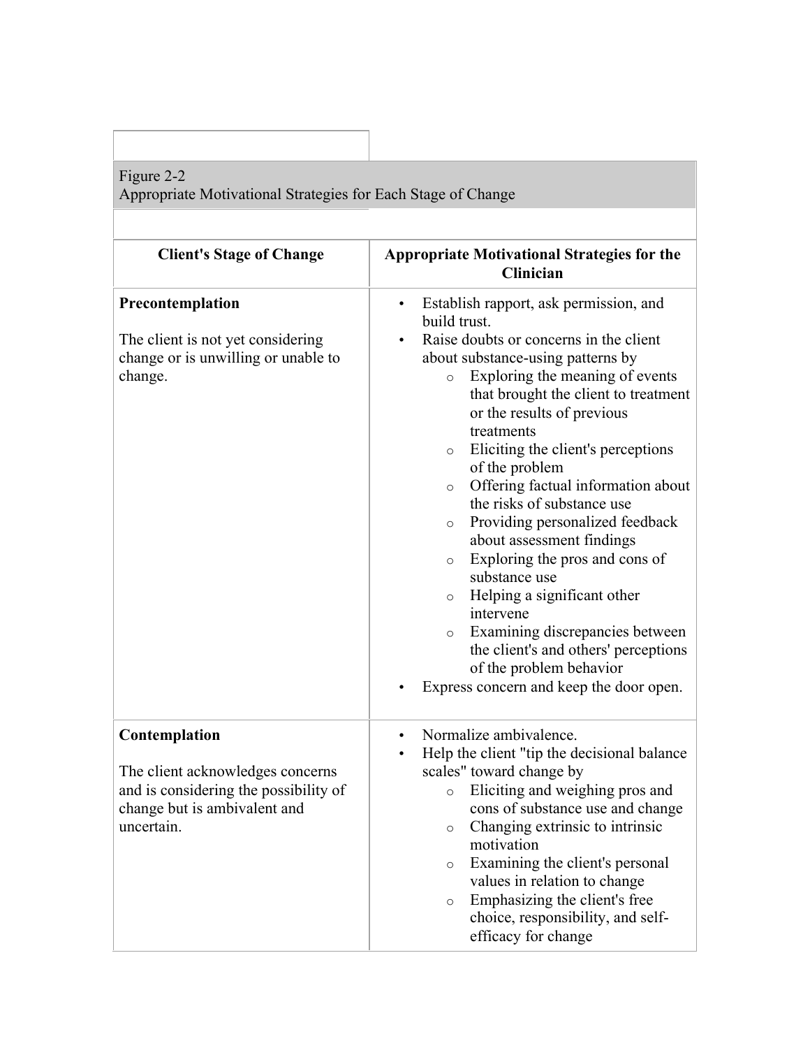Figure 2-2
Appropriate Motivational Strategies for Each Stage of Change

| Client's Stage of Change | Appropriate Motivational Strategies for the Clinician |
| --- | --- |
| **Precontemplation**<br><br>The client is not yet considering change or is unwilling or unable to change. | • Establish rapport, ask permission, and build trust.<br>• Raise doubts or concerns in the client about substance-using patterns by<br>  ○ Exploring the meaning of events that brought the client to treatment or the results of previous treatments<br>  ○ Eliciting the client's perceptions of the problem<br>  ○ Offering factual information about the risks of substance use<br>  ○ Providing personalized feedback about assessment findings<br>  ○ Exploring the pros and cons of substance use<br>  ○ Helping a significant other intervene<br>  ○ Examining discrepancies between the client's and others' perceptions of the problem behavior<br>• Express concern and keep the door open. |
| **Contemplation**<br><br>The client acknowledges concerns and is considering the possibility of change but is ambivalent and uncertain. | • Normalize ambivalence.<br>• Help the client "tip the decisional balance scales" toward change by<br>  ○ Eliciting and weighing pros and cons of substance use and change<br>  ○ Changing extrinsic to intrinsic motivation<br>  ○ Examining the client's personal values in relation to change<br>  ○ Emphasizing the client's free choice, responsibility, and self-efficacy for change |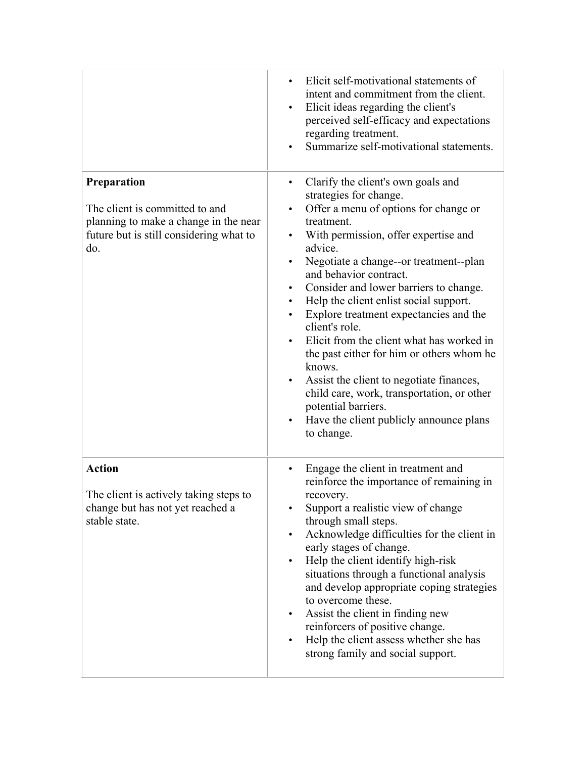| | |
|---|---|
| | • Elicit self-motivational statements of intent and commitment from the client.<br>• Elicit ideas regarding the client's perceived self-efficacy and expectations regarding treatment.<br>• Summarize self-motivational statements. |
| **Preparation**<br><br>The client is committed to and planning to make a change in the near future but is still considering what to do. | • Clarify the client's own goals and strategies for change.<br>• Offer a menu of options for change or treatment.<br>• With permission, offer expertise and advice.<br>• Negotiate a change--or treatment--plan and behavior contract.<br>• Consider and lower barriers to change.<br>• Help the client enlist social support.<br>• Explore treatment expectancies and the client's role.<br>• Elicit from the client what has worked in the past either for him or others whom he knows.<br>• Assist the client to negotiate finances, child care, work, transportation, or other potential barriers.<br>• Have the client publicly announce plans to change. |
| **Action**<br><br>The client is actively taking steps to change but has not yet reached a stable state. | • Engage the client in treatment and reinforce the importance of remaining in recovery.<br>• Support a realistic view of change through small steps.<br>• Acknowledge difficulties for the client in early stages of change.<br>• Help the client identify high-risk situations through a functional analysis and develop appropriate coping strategies to overcome these.<br>• Assist the client in finding new reinforcers of positive change.<br>• Help the client assess whether she has strong family and social support. |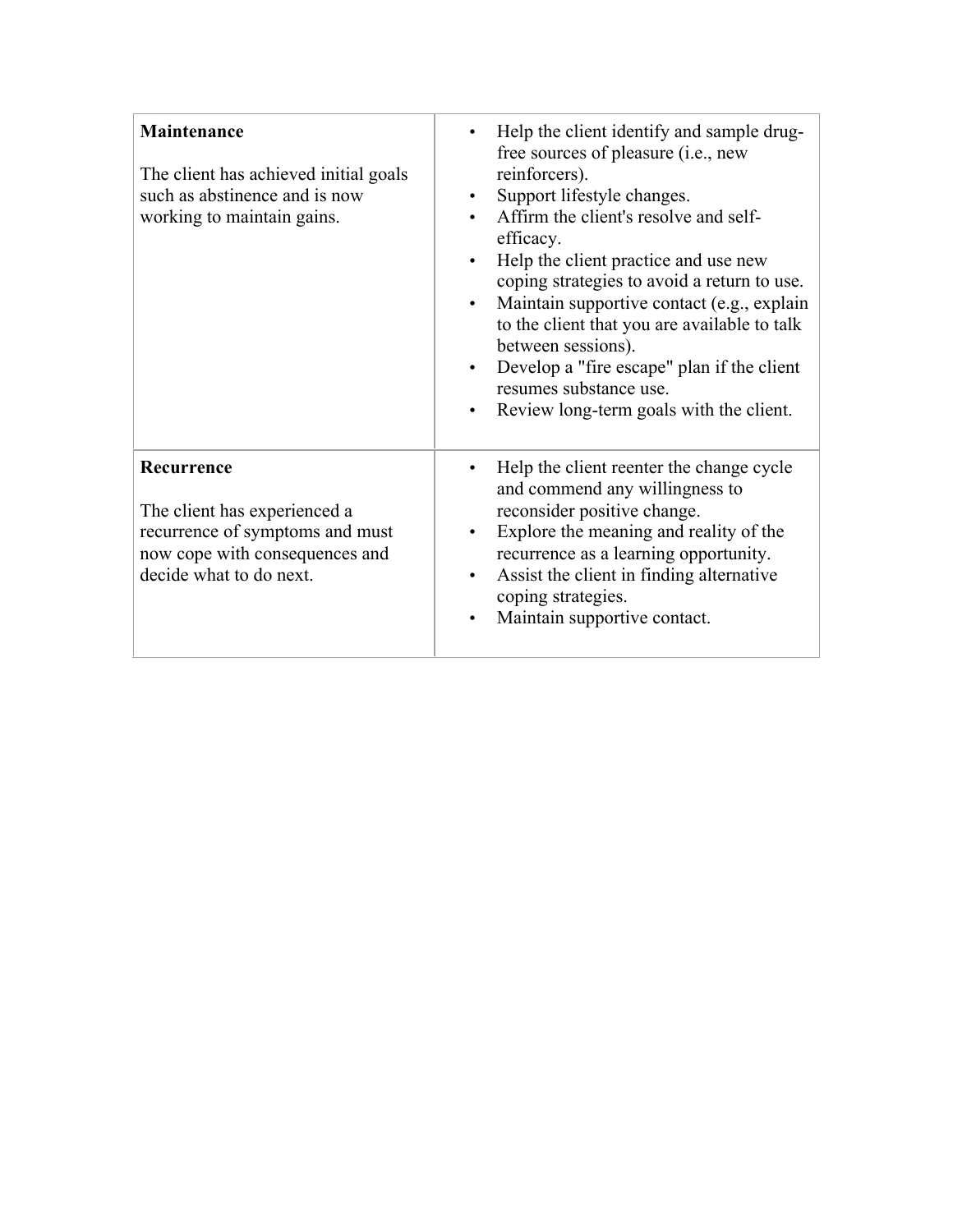| | |
|---|---|
| **Maintenance**<br><br>The client has achieved initial goals such as abstinence and is now working to maintain gains. | • Help the client identify and sample drug-free sources of pleasure (i.e., new reinforcers).<br>• Support lifestyle changes.<br>• Affirm the client's resolve and self-efficacy.<br>• Help the client practice and use new coping strategies to avoid a return to use.<br>• Maintain supportive contact (e.g., explain to the client that you are available to talk between sessions).<br>• Develop a "fire escape" plan if the client resumes substance use.<br>• Review long-term goals with the client. |
| **Recurrence**<br><br>The client has experienced a recurrence of symptoms and must now cope with consequences and decide what to do next. | • Help the client reenter the change cycle and commend any willingness to reconsider positive change.<br>• Explore the meaning and reality of the recurrence as a learning opportunity.<br>• Assist the client in finding alternative coping strategies.<br>• Maintain supportive contact. |